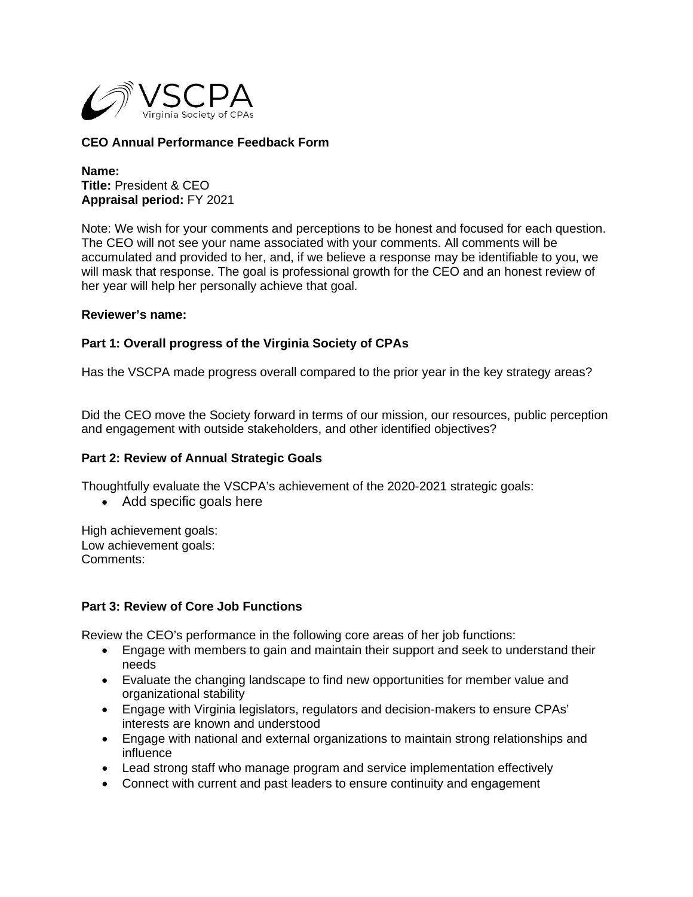VSCPA
Virginia Society of CPAs

**CEO Annual Performance Feedback Form**

**Name:**
**Title:** President & CEO
**Appraisal period:** FY 2021

Note: We wish for your comments and perceptions to be honest and focused for each question. The CEO will not see your name associated with your comments. All comments will be accumulated and provided to her, and, if we believe a response may be identifiable to you, we will mask that response. The goal is professional growth for the CEO and an honest review of her year will help her personally achieve that goal.

**Reviewer's name:**

## Part 1: Overall progress of the Virginia Society of CPAs

Has the VSCPA made progress overall compared to the prior year in the key strategy areas?

Did the CEO move the Society forward in terms of our mission, our resources, public perception and engagement with outside stakeholders, and other identified objectives?

## Part 2: Review of Annual Strategic Goals

Thoughtfully evaluate the VSCPA's achievement of the 2020-2021 strategic goals:

- Add specific goals here

High achievement goals:
Low achievement goals:
Comments:

## Part 3: Review of Core Job Functions

Review the CEO's performance in the following core areas of her job functions:

- Engage with members to gain and maintain their support and seek to understand their needs
- Evaluate the changing landscape to find new opportunities for member value and organizational stability
- Engage with Virginia legislators, regulators and decision-makers to ensure CPAs' interests are known and understood
- Engage with national and external organizations to maintain strong relationships and influence
- Lead strong staff who manage program and service implementation effectively
- Connect with current and past leaders to ensure continuity and engagement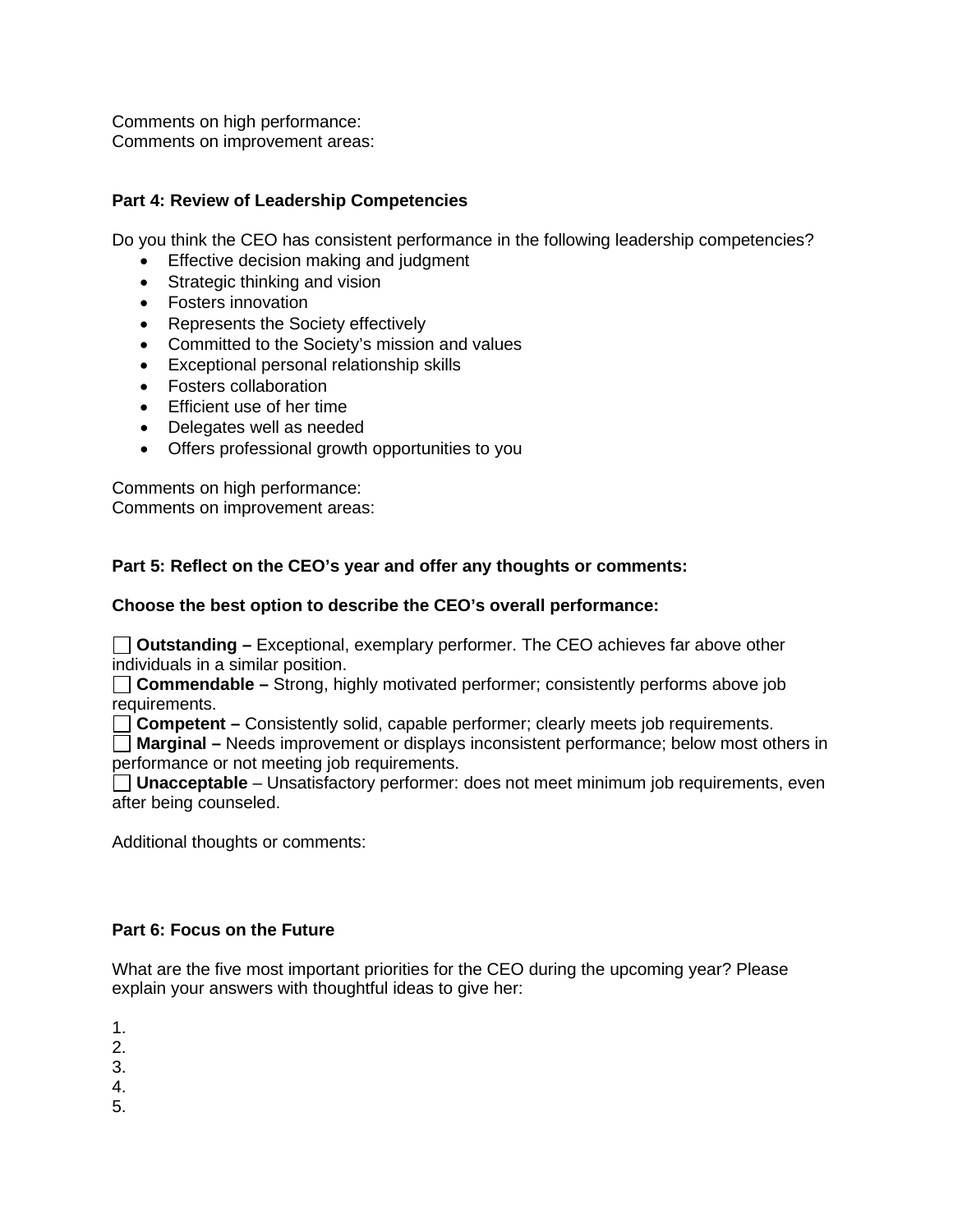Comments on high performance:
Comments on improvement areas:

**Part 4: Review of Leadership Competencies**

Do you think the CEO has consistent performance in the following leadership competencies?

- Effective decision making and judgment
- Strategic thinking and vision
- Fosters innovation
- Represents the Society effectively
- Committed to the Society's mission and values
- Exceptional personal relationship skills
- Fosters collaboration
- Efficient use of her time
- Delegates well as needed
- Offers professional growth opportunities to you

Comments on high performance:
Comments on improvement areas:

**Part 5: Reflect on the CEO's year and offer any thoughts or comments:**

**Choose the best option to describe the CEO's overall performance:**

☐ **Outstanding –** Exceptional, exemplary performer. The CEO achieves far above other individuals in a similar position.
☐ **Commendable –** Strong, highly motivated performer; consistently performs above job requirements.
☐ **Competent –** Consistently solid, capable performer; clearly meets job requirements.
☐ **Marginal –** Needs improvement or displays inconsistent performance; below most others in performance or not meeting job requirements.
☐ **Unacceptable** – Unsatisfactory performer: does not meet minimum job requirements, even after being counseled.

Additional thoughts or comments:

**Part 6: Focus on the Future**

What are the five most important priorities for the CEO during the upcoming year? Please explain your answers with thoughtful ideas to give her:

1.
2.
3.
4.
5.